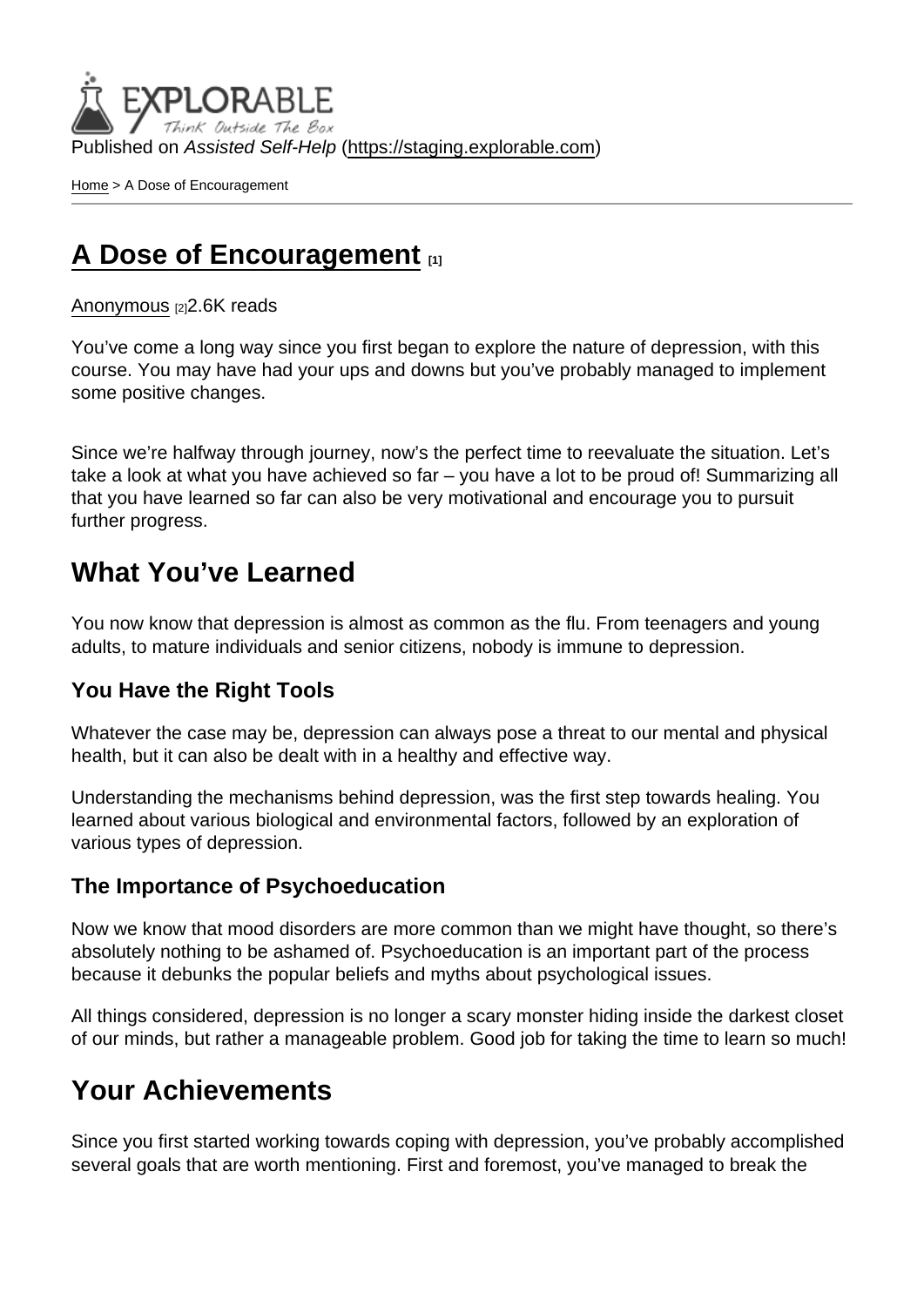Published on *Assisted Self-Help* (https://staging.explorable.com)

Home > A Dose of Encouragement

# A Dose of Encouragement [1]

Anonymous [2]2.6K reads

You've come a long way since you first began to explore the nature of depression, with this course. You may have had your ups and downs but you've probably managed to implement some positive changes.

Since we're halfway through journey, now's the perfect time to reevaluate the situation. Let's take a look at what you have achieved so far – you have a lot to be proud of! Summarizing all that you have learned so far can also be very motivational and encourage you to pursuit further progress.

## What You've Learned

You now know that depression is almost as common as the flu. From teenagers and young adults, to mature individuals and senior citizens, nobody is immune to depression.

### You Have the Right Tools

Whatever the case may be, depression can always pose a threat to our mental and physical health, but it can also be dealt with in a healthy and effective way.

Understanding the mechanisms behind depression, was the first step towards healing. You learned about various biological and environmental factors, followed by an exploration of various types of depression.

### The Importance of Psychoeducation

Now we know that mood disorders are more common than we might have thought, so there's absolutely nothing to be ashamed of. Psychoeducation is an important part of the process because it debunks the popular beliefs and myths about psychological issues.

All things considered, depression is no longer a scary monster hiding inside the darkest closet of our minds, but rather a manageable problem. Good job for taking the time to learn so much!

## Your Achievements

Since you first started working towards coping with depression, you've probably accomplished several goals that are worth mentioning. First and foremost, you've managed to break the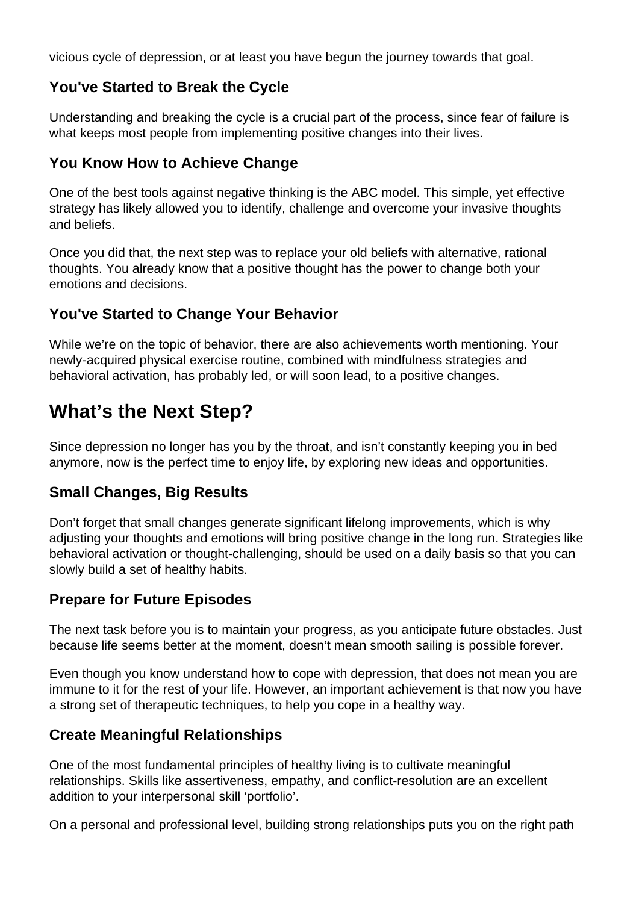vicious cycle of depression, or at least you have begun the journey towards that goal.

### You've Started to Break the Cycle

Understanding and breaking the cycle is a crucial part of the process, since fear of failure is what keeps most people from implementing positive changes into their lives.

### You Know How to Achieve Change

One of the best tools against negative thinking is the ABC model. This simple, yet effective strategy has likely allowed you to identify, challenge and overcome your invasive thoughts and beliefs.

Once you did that, the next step was to replace your old beliefs with alternative, rational thoughts. You already know that a positive thought has the power to change both your emotions and decisions.

### You've Started to Change Your Behavior

While we're on the topic of behavior, there are also achievements worth mentioning. Your newly-acquired physical exercise routine, combined with mindfulness strategies and behavioral activation, has probably led, or will soon lead, to a positive changes.

## What's the Next Step?

Since depression no longer has you by the throat, and isn't constantly keeping you in bed anymore, now is the perfect time to enjoy life, by exploring new ideas and opportunities.

### Small Changes, Big Results

Don't forget that small changes generate significant lifelong improvements, which is why adjusting your thoughts and emotions will bring positive change in the long run. Strategies like behavioral activation or thought-challenging, should be used on a daily basis so that you can slowly build a set of healthy habits.

### Prepare for Future Episodes

The next task before you is to maintain your progress, as you anticipate future obstacles. Just because life seems better at the moment, doesn't mean smooth sailing is possible forever.

Even though you know understand how to cope with depression, that does not mean you are immune to it for the rest of your life. However, an important achievement is that now you have a strong set of therapeutic techniques, to help you cope in a healthy way.

### Create Meaningful Relationships

One of the most fundamental principles of healthy living is to cultivate meaningful relationships. Skills like assertiveness, empathy, and conflict-resolution are an excellent addition to your interpersonal skill 'portfolio'.

On a personal and professional level, building strong relationships puts you on the right path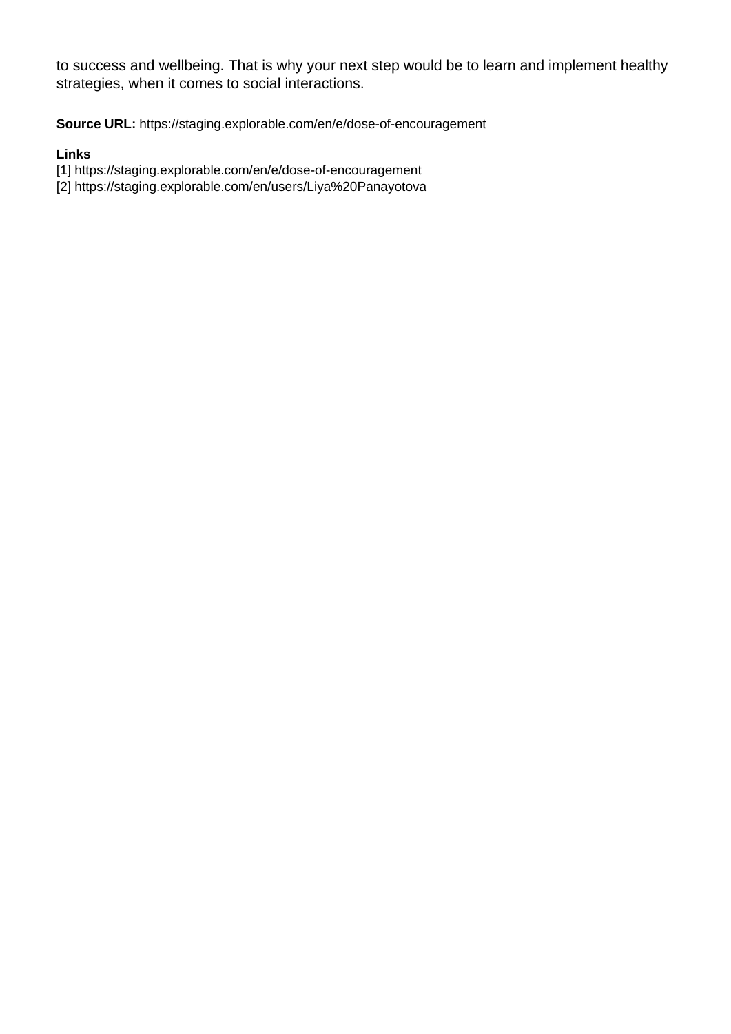to success and wellbeing. That is why your next step would be to learn and implement healthy strategies, when it comes to social interactions.

---

**Source URL:** https://staging.explorable.com/en/e/dose-of-encouragement

**Links**
[1] https://staging.explorable.com/en/e/dose-of-encouragement
[2] https://staging.explorable.com/en/users/Liya%20Panayotova